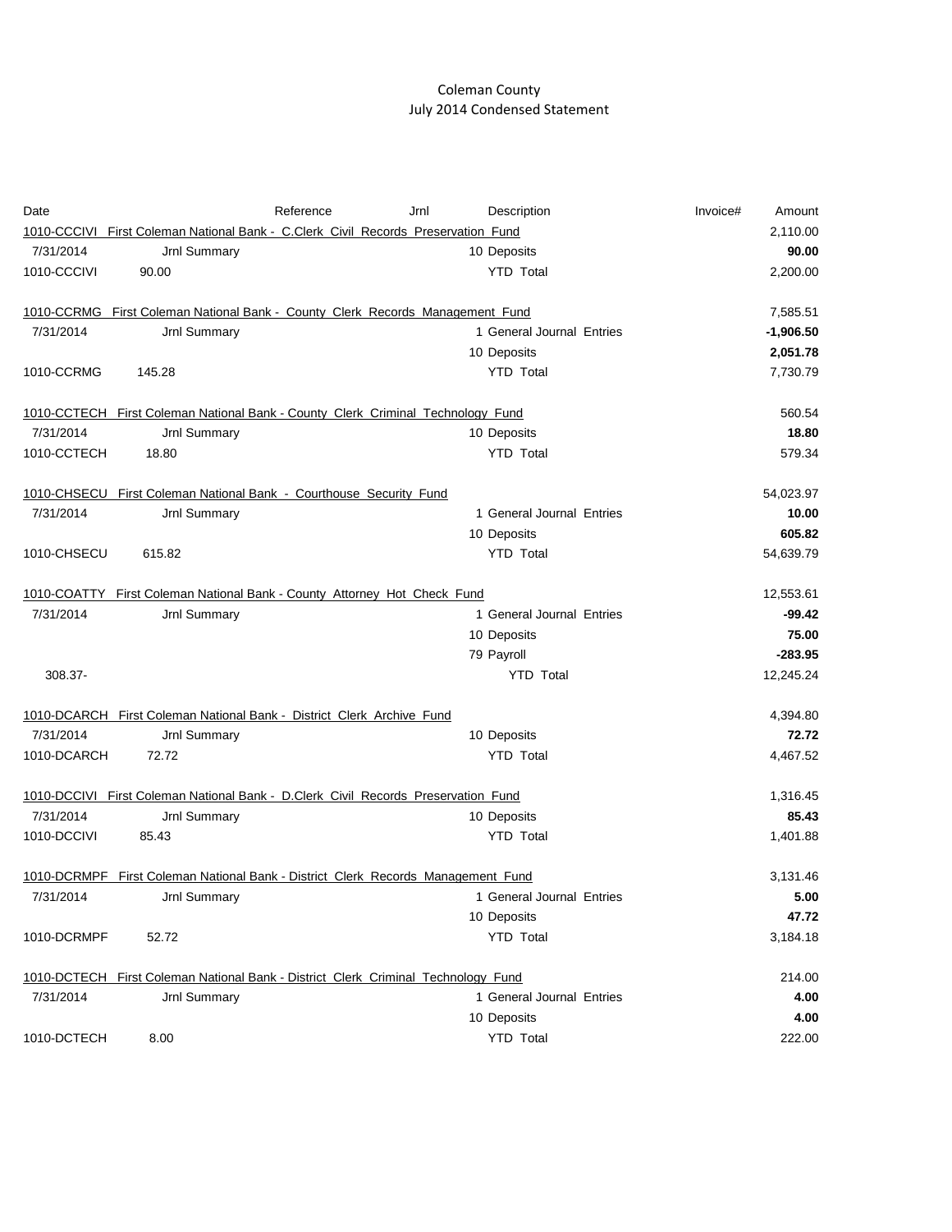# Coleman County

## July 2014 Condensed Statement

| Date | Reference | Jrnl | Description | Invoice# | Amount |
|---|---|---|---|---|---|
| 1010-CCCIVI First Coleman National Bank - C.Clerk Civil Records Preservation Fund | | | | | 2,110.00 |
| 7/31/2014 | Jrnl Summary | | 10 Deposits | | **90.00** |
| 1010-CCCIVI | 90.00 | | YTD Total | | 2,200.00 |
| | | | | | |
| 1010-CCRMG First Coleman National Bank - County Clerk Records Management Fund | | | | | 7,585.51 |
| 7/31/2014 | Jrnl Summary | | 1 General Journal Entries | | **-1,906.50** |
| | | | 10 Deposits | | **2,051.78** |
| 1010-CCRMG | 145.28 | | YTD Total | | 7,730.79 |
| | | | | | |
| 1010-CCTECH First Coleman National Bank - County Clerk Criminal Technology Fund | | | | | 560.54 |
| 7/31/2014 | Jrnl Summary | | 10 Deposits | | **18.80** |
| 1010-CCTECH | 18.80 | | YTD Total | | 579.34 |
| | | | | | |
| 1010-CHSECU First Coleman National Bank - Courthouse Security Fund | | | | | 54,023.97 |
| 7/31/2014 | Jrnl Summary | | 1 General Journal Entries | | **10.00** |
| | | | 10 Deposits | | **605.82** |
| 1010-CHSECU | 615.82 | | YTD Total | | 54,639.79 |
| | | | | | |
| 1010-COATTY First Coleman National Bank - County Attorney Hot Check Fund | | | | | 12,553.61 |
| 7/31/2014 | Jrnl Summary | | 1 General Journal Entries | | **-99.42** |
| | | | 10 Deposits | | **75.00** |
| | | | 79 Payroll | | **-283.95** |
| 308.37- | | | YTD Total | | 12,245.24 |
| | | | | | |
| 1010-DCARCH First Coleman National Bank - District Clerk Archive Fund | | | | | 4,394.80 |
| 7/31/2014 | Jrnl Summary | | 10 Deposits | | **72.72** |
| 1010-DCARCH | 72.72 | | YTD Total | | 4,467.52 |
| | | | | | |
| 1010-DCCIVI First Coleman National Bank - D.Clerk Civil Records Preservation Fund | | | | | 1,316.45 |
| 7/31/2014 | Jrnl Summary | | 10 Deposits | | **85.43** |
| 1010-DCCIVI | 85.43 | | YTD Total | | 1,401.88 |
| | | | | | |
| 1010-DCRMPF First Coleman National Bank - District Clerk Records Management Fund | | | | | 3,131.46 |
| 7/31/2014 | Jrnl Summary | | 1 General Journal Entries | | **5.00** |
| | | | 10 Deposits | | **47.72** |
| 1010-DCRMPF | 52.72 | | YTD Total | | 3,184.18 |
| | | | | | |
| 1010-DCTECH First Coleman National Bank - District Clerk Criminal Technology Fund | | | | | 214.00 |
| 7/31/2014 | Jrnl Summary | | 1 General Journal Entries | | **4.00** |
| | | | 10 Deposits | | **4.00** |
| 1010-DCTECH | 8.00 | | YTD Total | | 222.00 |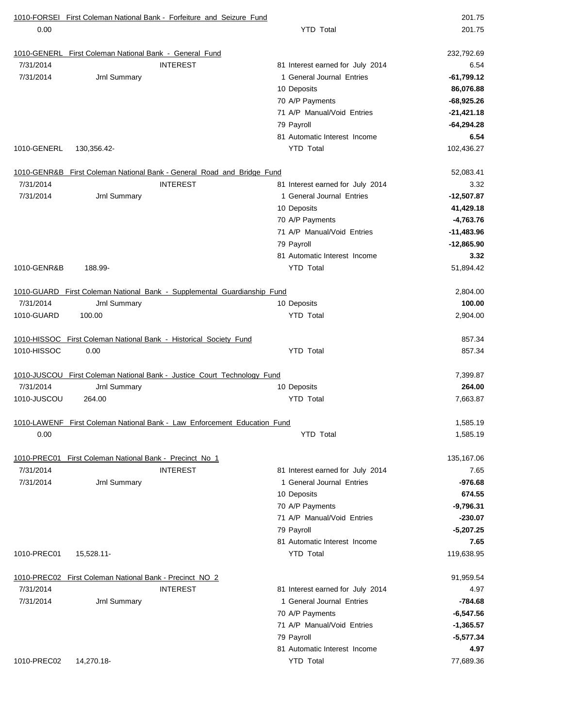| Account | Description | | Detail | Amount |
|---|---|---|---|---|
| 1010-FORSEI | First Coleman National Bank - Forfeiture and Seizure Fund | | | 201.75 |
| 0.00 | | | YTD Total | 201.75 |
| | | | | |
| 1010-GENERL | First Coleman National Bank - General Fund | | | 232,792.69 |
| 7/31/2014 | | INTEREST | 81 Interest earned for July 2014 | 6.54 |
| 7/31/2014 | Jrnl Summary | | 1 General Journal Entries | **-61,799.12** |
| | | | 10 Deposits | **86,076.88** |
| | | | 70 A/P Payments | **-68,925.26** |
| | | | 71 A/P Manual/Void Entries | **-21,421.18** |
| | | | 79 Payroll | **-64,294.28** |
| | | | 81 Automatic Interest Income | **6.54** |
| 1010-GENERL | 130,356.42- | | YTD Total | 102,436.27 |
| | | | | |
| 1010-GENR&B | First Coleman National Bank - General Road and Bridge Fund | | | 52,083.41 |
| 7/31/2014 | | INTEREST | 81 Interest earned for July 2014 | 3.32 |
| 7/31/2014 | Jrnl Summary | | 1 General Journal Entries | **-12,507.87** |
| | | | 10 Deposits | **41,429.18** |
| | | | 70 A/P Payments | **-4,763.76** |
| | | | 71 A/P Manual/Void Entries | **-11,483.96** |
| | | | 79 Payroll | **-12,865.90** |
| | | | 81 Automatic Interest Income | **3.32** |
| 1010-GENR&B | 188.99- | | YTD Total | 51,894.42 |
| | | | | |
| 1010-GUARD | First Coleman National Bank - Supplemental Guardianship Fund | | | 2,804.00 |
| 7/31/2014 | Jrnl Summary | | 10 Deposits | **100.00** |
| 1010-GUARD | 100.00 | | YTD Total | 2,904.00 |
| | | | | |
| 1010-HISSOC | First Coleman National Bank - Historical Society Fund | | | 857.34 |
| 1010-HISSOC | 0.00 | | YTD Total | 857.34 |
| | | | | |
| 1010-JUSCOU | First Coleman National Bank - Justice Court Technology Fund | | | 7,399.87 |
| 7/31/2014 | Jrnl Summary | | 10 Deposits | **264.00** |
| 1010-JUSCOU | 264.00 | | YTD Total | 7,663.87 |
| | | | | |
| 1010-LAWENF | First Coleman National Bank - Law Enforcement Education Fund | | | 1,585.19 |
| 0.00 | | | YTD Total | 1,585.19 |
| | | | | |
| 1010-PREC01 | First Coleman National Bank - Precinct No 1 | | | 135,167.06 |
| 7/31/2014 | | INTEREST | 81 Interest earned for July 2014 | 7.65 |
| 7/31/2014 | Jrnl Summary | | 1 General Journal Entries | **-976.68** |
| | | | 10 Deposits | **674.55** |
| | | | 70 A/P Payments | **-9,796.31** |
| | | | 71 A/P Manual/Void Entries | **-230.07** |
| | | | 79 Payroll | **-5,207.25** |
| | | | 81 Automatic Interest Income | **7.65** |
| 1010-PREC01 | 15,528.11- | | YTD Total | 119,638.95 |
| | | | | |
| 1010-PREC02 | First Coleman National Bank - Precinct NO 2 | | | 91,959.54 |
| 7/31/2014 | | INTEREST | 81 Interest earned for July 2014 | 4.97 |
| 7/31/2014 | Jrnl Summary | | 1 General Journal Entries | **-784.68** |
| | | | 70 A/P Payments | **-6,547.56** |
| | | | 71 A/P Manual/Void Entries | **-1,365.57** |
| | | | 79 Payroll | **-5,577.34** |
| | | | 81 Automatic Interest Income | **4.97** |
| 1010-PREC02 | 14,270.18- | | YTD Total | 77,689.36 |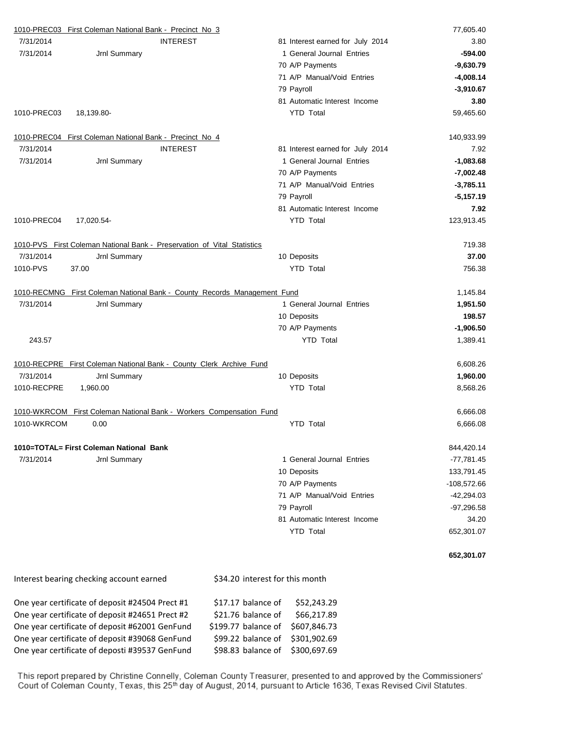| | | | |
|---|---|---|---|
| 1010-PREC03 First Coleman National Bank - Precinct No 3 | | | 77,605.40 |
| 7/31/2014 | INTEREST | 81 Interest earned for July 2014 | 3.80 |
| 7/31/2014 | Jrnl Summary | 1 General Journal Entries | **-594.00** |
| | | 70 A/P Payments | **-9,630.79** |
| | | 71 A/P Manual/Void Entries | **-4,008.14** |
| | | 79 Payroll | **-3,910.67** |
| | | 81 Automatic Interest Income | **3.80** |
| 1010-PREC03 | 18,139.80- | YTD Total | 59,465.60 |
| 1010-PREC04 First Coleman National Bank - Precinct No 4 | | | 140,933.99 |
| 7/31/2014 | INTEREST | 81 Interest earned for July 2014 | 7.92 |
| 7/31/2014 | Jrnl Summary | 1 General Journal Entries | **-1,083.68** |
| | | 70 A/P Payments | **-7,002.48** |
| | | 71 A/P Manual/Void Entries | **-3,785.11** |
| | | 79 Payroll | **-5,157.19** |
| | | 81 Automatic Interest Income | **7.92** |
| 1010-PREC04 | 17,020.54- | YTD Total | 123,913.45 |
| 1010-PVS First Coleman National Bank - Preservation of Vital Statistics | | | 719.38 |
| 7/31/2014 | Jrnl Summary | 10 Deposits | **37.00** |
| 1010-PVS | 37.00 | YTD Total | 756.38 |
| 1010-RECMNG First Coleman National Bank - County Records Management Fund | | | 1,145.84 |
| 7/31/2014 | Jrnl Summary | 1 General Journal Entries | **1,951.50** |
| | | 10 Deposits | **198.57** |
| | | 70 A/P Payments | **-1,906.50** |
| 243.57 | | YTD Total | 1,389.41 |
| 1010-RECPRE First Coleman National Bank - County Clerk Archive Fund | | | 6,608.26 |
| 7/31/2014 | Jrnl Summary | 10 Deposits | **1,960.00** |
| 1010-RECPRE | 1,960.00 | YTD Total | 8,568.26 |
| 1010-WKRCOM First Coleman National Bank - Workers Compensation Fund | | | 6,666.08 |
| 1010-WKRCOM | 0.00 | YTD Total | 6,666.08 |
| **1010=TOTAL= First Coleman National Bank** | | | 844,420.14 |
| 7/31/2014 | Jrnl Summary | 1 General Journal Entries | -77,781.45 |
| | | 10 Deposits | 133,791.45 |
| | | 70 A/P Payments | -108,572.66 |
| | | 71 A/P Manual/Void Entries | -42,294.03 |
| | | 79 Payroll | -97,296.58 |
| | | 81 Automatic Interest Income | 34.20 |
| | | YTD Total | 652,301.07 |
| | | | **652,301.07** |

Interest bearing checking account earned $34.20 interest for this month

| | | |
|---|---|---|
| One year certificate of deposit #24504 Prect #1 | $17.17 balance of | $52,243.29 |
| One year certificate of deposit #24651 Prect #2 | $21.76 balance of | $66,217.89 |
| One year certificate of deposit #62001 GenFund | $199.77 balance of | $607,846.73 |
| One year certificate of deposit #39068 GenFund | $99.22 balance of | $301,902.69 |
| One year certificate of deposti #39537 GenFund | $98.83 balance of | $300,697.69 |

This report prepared by Christine Connelly, Coleman County Treasurer, presented to and approved by the Commissioners' Court of Coleman County, Texas, this 25th day of August, 2014, pursuant to Article 1636, Texas Revised Civil Statutes.